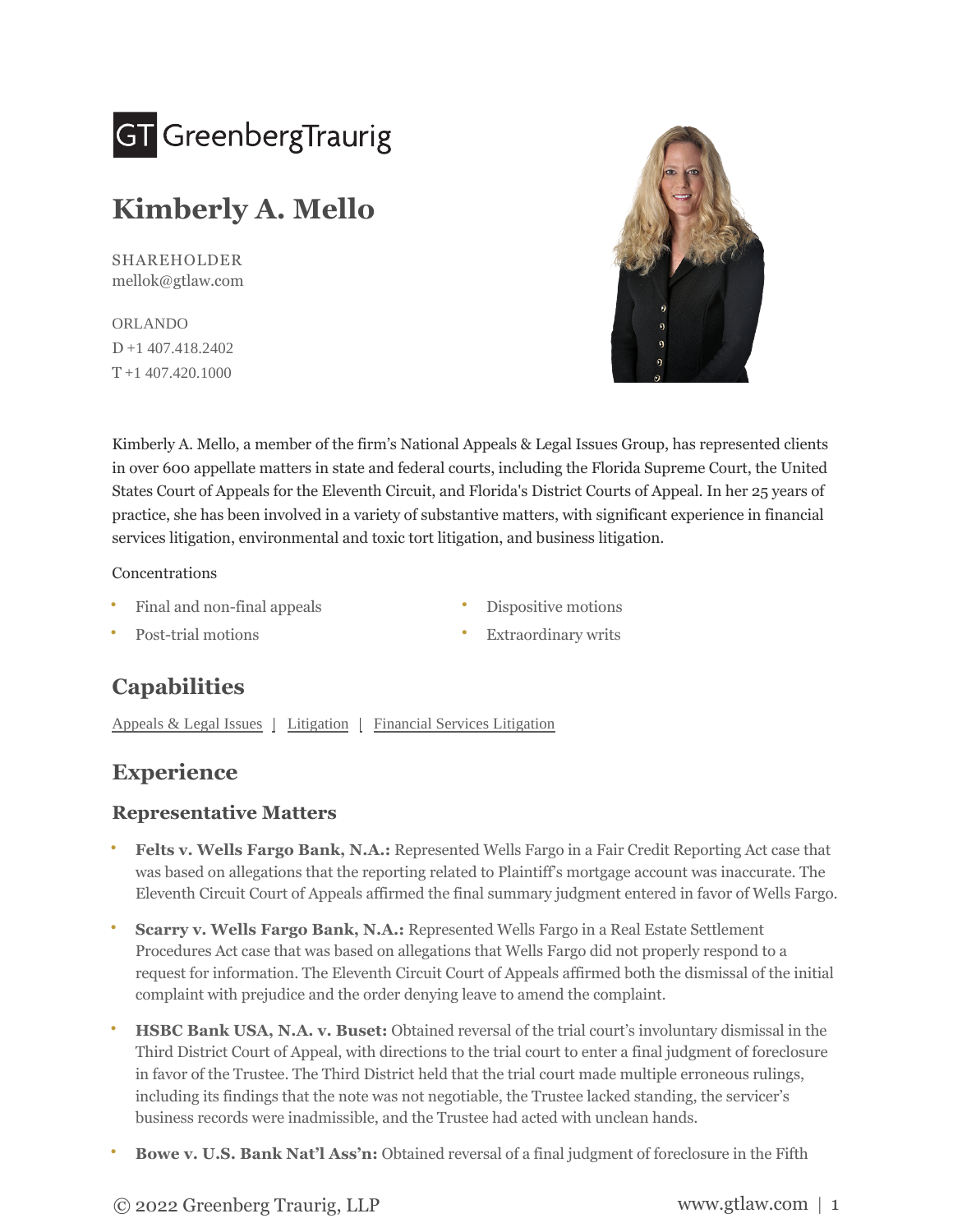GT GreenbergTraurig

# Kimberly A. Mello

SHAREHOLDER
mellok@gtlaw.com

ORLANDO
D +1 407.418.2402
T +1 407.420.1000

Kimberly A. Mello, a member of the firm's National Appeals & Legal Issues Group, has represented clients in over 600 appellate matters in state and federal courts, including the Florida Supreme Court, the United States Court of Appeals for the Eleventh Circuit, and Florida's District Courts of Appeal. In her 25 years of practice, she has been involved in a variety of substantive matters, with significant experience in financial services litigation, environmental and toxic tort litigation, and business litigation.

Concentrations

- Final and non-final appeals
- Post-trial motions
- Dispositive motions
- Extraordinary writs

## Capabilities

Appeals & Legal Issues | Litigation | Financial Services Litigation

## Experience

### Representative Matters

- **Felts v. Wells Fargo Bank, N.A.:** Represented Wells Fargo in a Fair Credit Reporting Act case that was based on allegations that the reporting related to Plaintiff's mortgage account was inaccurate. The Eleventh Circuit Court of Appeals affirmed the final summary judgment entered in favor of Wells Fargo.
- **Scarry v. Wells Fargo Bank, N.A.:** Represented Wells Fargo in a Real Estate Settlement Procedures Act case that was based on allegations that Wells Fargo did not properly respond to a request for information. The Eleventh Circuit Court of Appeals affirmed both the dismissal of the initial complaint with prejudice and the order denying leave to amend the complaint.
- **HSBC Bank USA, N.A. v. Buset:** Obtained reversal of the trial court's involuntary dismissal in the Third District Court of Appeal, with directions to the trial court to enter a final judgment of foreclosure in favor of the Trustee. The Third District held that the trial court made multiple erroneous rulings, including its findings that the note was not negotiable, the Trustee lacked standing, the servicer's business records were inadmissible, and the Trustee had acted with unclean hands.
- **Bowe v. U.S. Bank Nat'l Ass'n:** Obtained reversal of a final judgment of foreclosure in the Fifth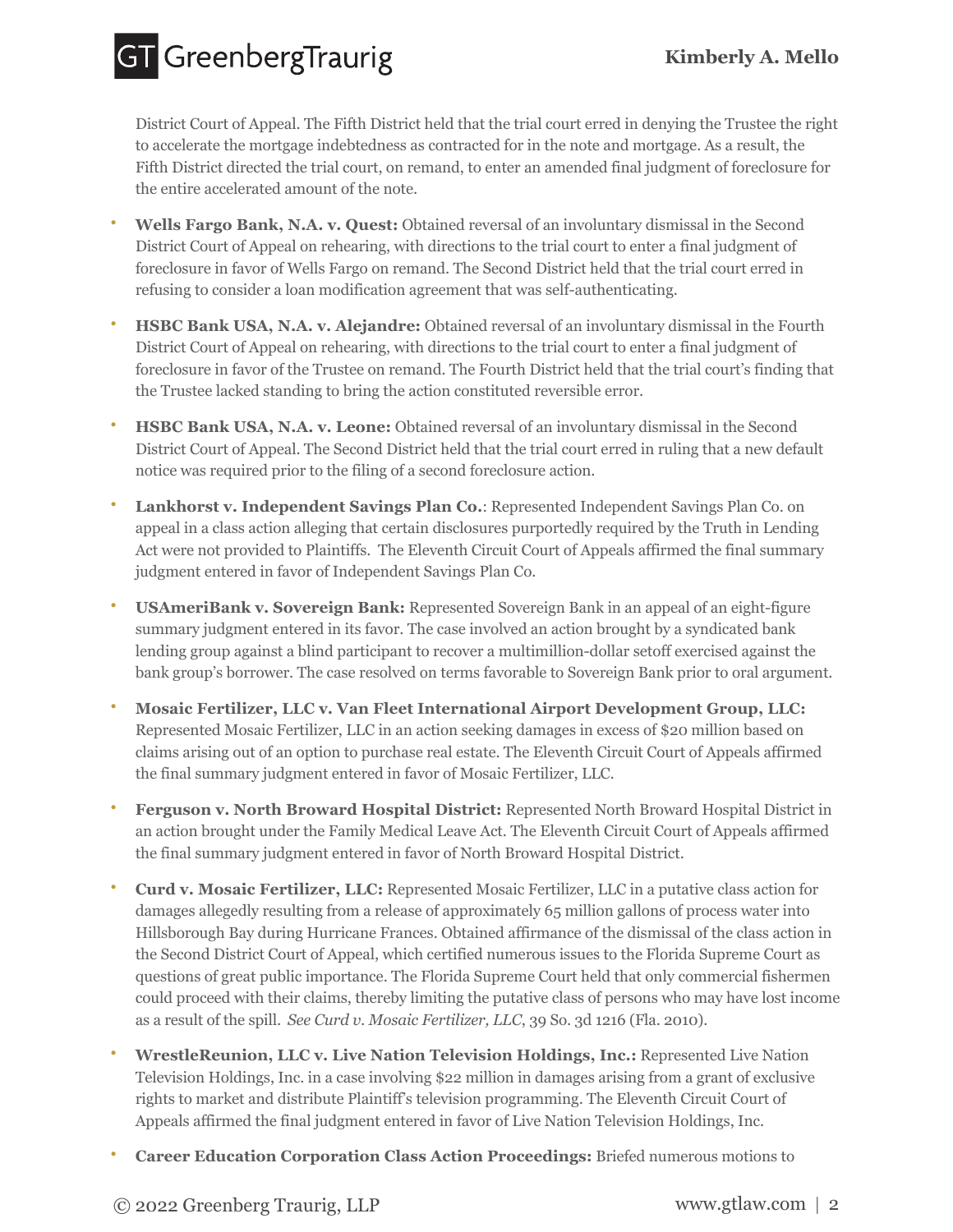District Court of Appeal. The Fifth District held that the trial court erred in denying the Trustee the right to accelerate the mortgage indebtedness as contracted for in the note and mortgage. As a result, the Fifth District directed the trial court, on remand, to enter an amended final judgment of foreclosure for the entire accelerated amount of the note.

- **Wells Fargo Bank, N.A. v. Quest:** Obtained reversal of an involuntary dismissal in the Second District Court of Appeal on rehearing, with directions to the trial court to enter a final judgment of foreclosure in favor of Wells Fargo on remand. The Second District held that the trial court erred in refusing to consider a loan modification agreement that was self-authenticating.
- **HSBC Bank USA, N.A. v. Alejandre:** Obtained reversal of an involuntary dismissal in the Fourth District Court of Appeal on rehearing, with directions to the trial court to enter a final judgment of foreclosure in favor of the Trustee on remand. The Fourth District held that the trial court's finding that the Trustee lacked standing to bring the action constituted reversible error.
- **HSBC Bank USA, N.A. v. Leone:** Obtained reversal of an involuntary dismissal in the Second District Court of Appeal. The Second District held that the trial court erred in ruling that a new default notice was required prior to the filing of a second foreclosure action.
- **Lankhorst v. Independent Savings Plan Co.**: Represented Independent Savings Plan Co. on appeal in a class action alleging that certain disclosures purportedly required by the Truth in Lending Act were not provided to Plaintiffs. The Eleventh Circuit Court of Appeals affirmed the final summary judgment entered in favor of Independent Savings Plan Co.
- **USAmeriBank v. Sovereign Bank:** Represented Sovereign Bank in an appeal of an eight-figure summary judgment entered in its favor. The case involved an action brought by a syndicated bank lending group against a blind participant to recover a multimillion-dollar setoff exercised against the bank group's borrower. The case resolved on terms favorable to Sovereign Bank prior to oral argument.
- **Mosaic Fertilizer, LLC v. Van Fleet International Airport Development Group, LLC:** Represented Mosaic Fertilizer, LLC in an action seeking damages in excess of $20 million based on claims arising out of an option to purchase real estate. The Eleventh Circuit Court of Appeals affirmed the final summary judgment entered in favor of Mosaic Fertilizer, LLC.
- **Ferguson v. North Broward Hospital District:** Represented North Broward Hospital District in an action brought under the Family Medical Leave Act. The Eleventh Circuit Court of Appeals affirmed the final summary judgment entered in favor of North Broward Hospital District.
- **Curd v. Mosaic Fertilizer, LLC:** Represented Mosaic Fertilizer, LLC in a putative class action for damages allegedly resulting from a release of approximately 65 million gallons of process water into Hillsborough Bay during Hurricane Frances. Obtained affirmance of the dismissal of the class action in the Second District Court of Appeal, which certified numerous issues to the Florida Supreme Court as questions of great public importance. The Florida Supreme Court held that only commercial fishermen could proceed with their claims, thereby limiting the putative class of persons who may have lost income as a result of the spill. *See Curd v. Mosaic Fertilizer, LLC*, 39 So. 3d 1216 (Fla. 2010).
- **WrestleReunion, LLC v. Live Nation Television Holdings, Inc.:** Represented Live Nation Television Holdings, Inc. in a case involving $22 million in damages arising from a grant of exclusive rights to market and distribute Plaintiff's television programming. The Eleventh Circuit Court of Appeals affirmed the final judgment entered in favor of Live Nation Television Holdings, Inc.
- **Career Education Corporation Class Action Proceedings:** Briefed numerous motions to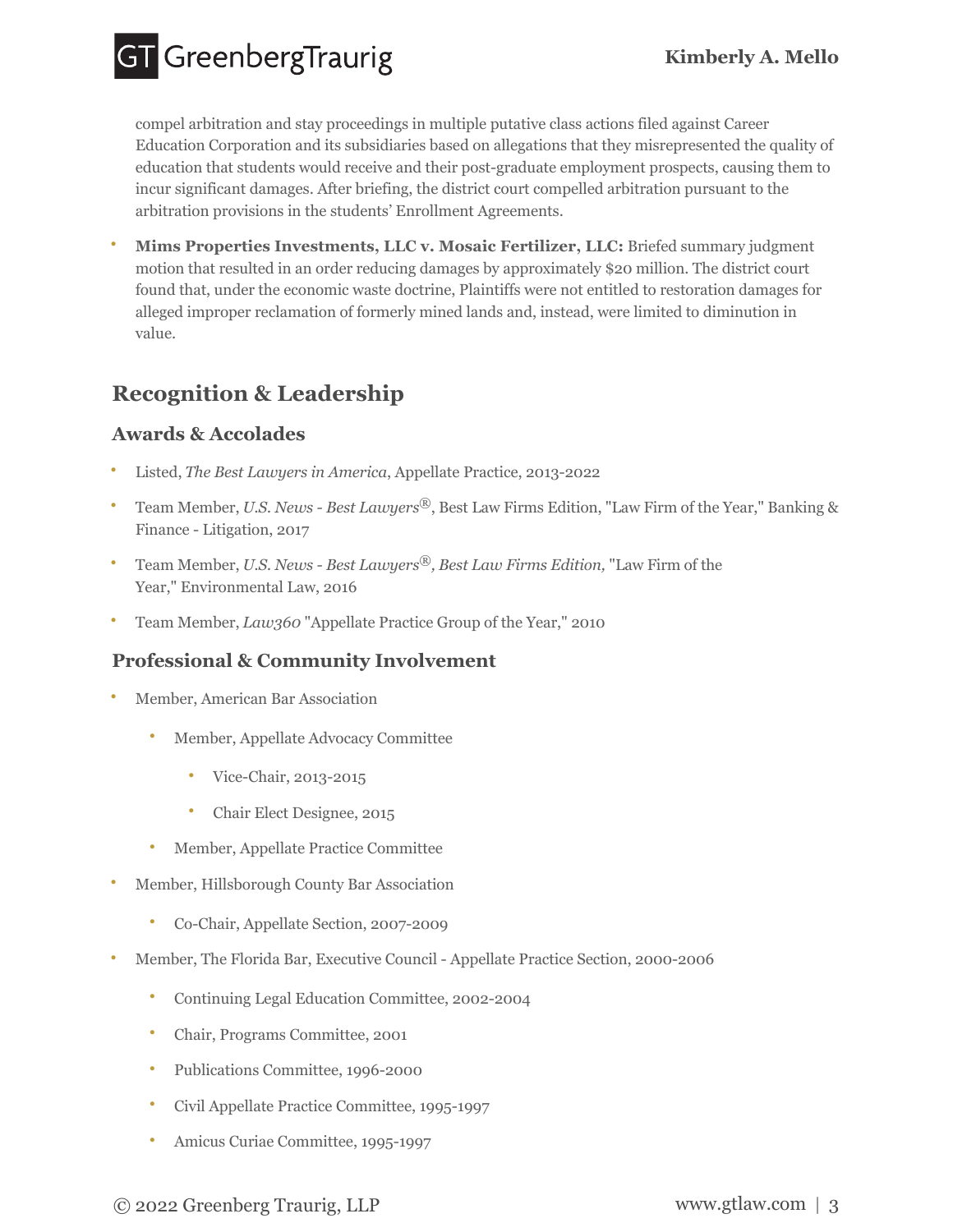compel arbitration and stay proceedings in multiple putative class actions filed against Career Education Corporation and its subsidiaries based on allegations that they misrepresented the quality of education that students would receive and their post-graduate employment prospects, causing them to incur significant damages. After briefing, the district court compelled arbitration pursuant to the arbitration provisions in the students' Enrollment Agreements.

- **Mims Properties Investments, LLC v. Mosaic Fertilizer, LLC:** Briefed summary judgment motion that resulted in an order reducing damages by approximately $20 million. The district court found that, under the economic waste doctrine, Plaintiffs were not entitled to restoration damages for alleged improper reclamation of formerly mined lands and, instead, were limited to diminution in value.

## Recognition & Leadership

### Awards & Accolades

- Listed, *The Best Lawyers in America*, Appellate Practice, 2013-2022
- Team Member, *U.S. News - Best Lawyers®*, Best Law Firms Edition, "Law Firm of the Year," Banking & Finance - Litigation, 2017
- Team Member, *U.S. News - Best Lawyers®, Best Law Firms Edition,* "Law Firm of the Year," Environmental Law, 2016
- Team Member, *Law360* "Appellate Practice Group of the Year," 2010

### Professional & Community Involvement

- Member, American Bar Association
  - Member, Appellate Advocacy Committee
    - Vice-Chair, 2013-2015
    - Chair Elect Designee, 2015
  - Member, Appellate Practice Committee
- Member, Hillsborough County Bar Association
  - Co-Chair, Appellate Section, 2007-2009
- Member, The Florida Bar, Executive Council - Appellate Practice Section, 2000-2006
  - Continuing Legal Education Committee, 2002-2004
  - Chair, Programs Committee, 2001
  - Publications Committee, 1996-2000
  - Civil Appellate Practice Committee, 1995-1997
  - Amicus Curiae Committee, 1995-1997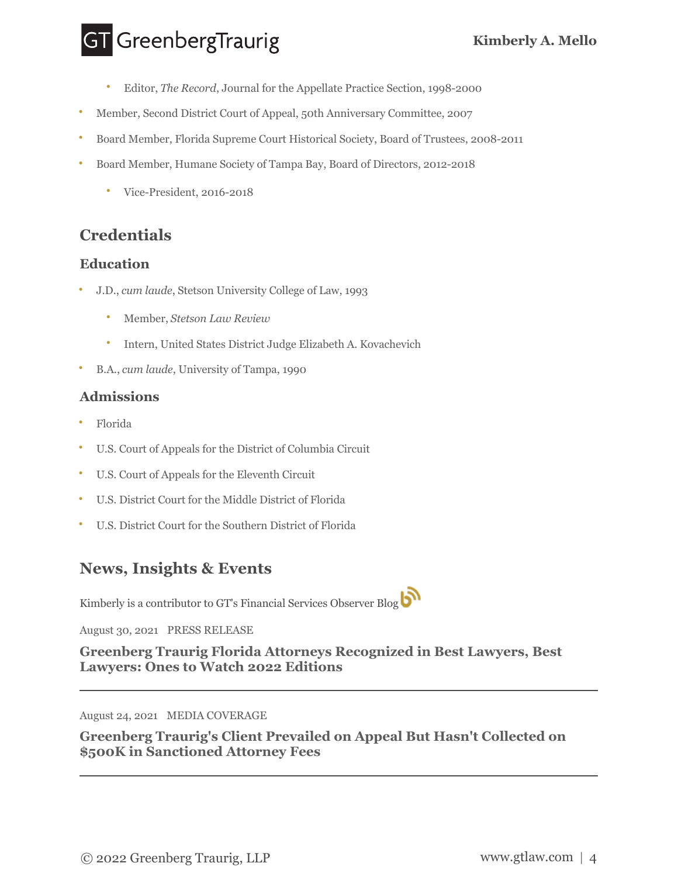- Editor, *The Record*, Journal for the Appellate Practice Section, 1998-2000
- Member, Second District Court of Appeal, 50th Anniversary Committee, 2007
- Board Member, Florida Supreme Court Historical Society, Board of Trustees, 2008-2011
- Board Member, Humane Society of Tampa Bay, Board of Directors, 2012-2018
    - Vice-President, 2016-2018

## Credentials

### Education

- J.D., *cum laude*, Stetson University College of Law, 1993
    - Member, *Stetson Law Review*
    - Intern, United States District Judge Elizabeth A. Kovachevich
- B.A., *cum laude*, University of Tampa, 1990

### Admissions

- Florida
- U.S. Court of Appeals for the District of Columbia Circuit
- U.S. Court of Appeals for the Eleventh Circuit
- U.S. District Court for the Middle District of Florida
- U.S. District Court for the Southern District of Florida

## News, Insights & Events

Kimberly is a contributor to GT's Financial Services Observer Blog

August 30, 2021 PRESS RELEASE

**Greenberg Traurig Florida Attorneys Recognized in Best Lawyers, Best Lawyers: Ones to Watch 2022 Editions**

---

August 24, 2021 MEDIA COVERAGE

**Greenberg Traurig's Client Prevailed on Appeal But Hasn't Collected on $500K in Sanctioned Attorney Fees**

---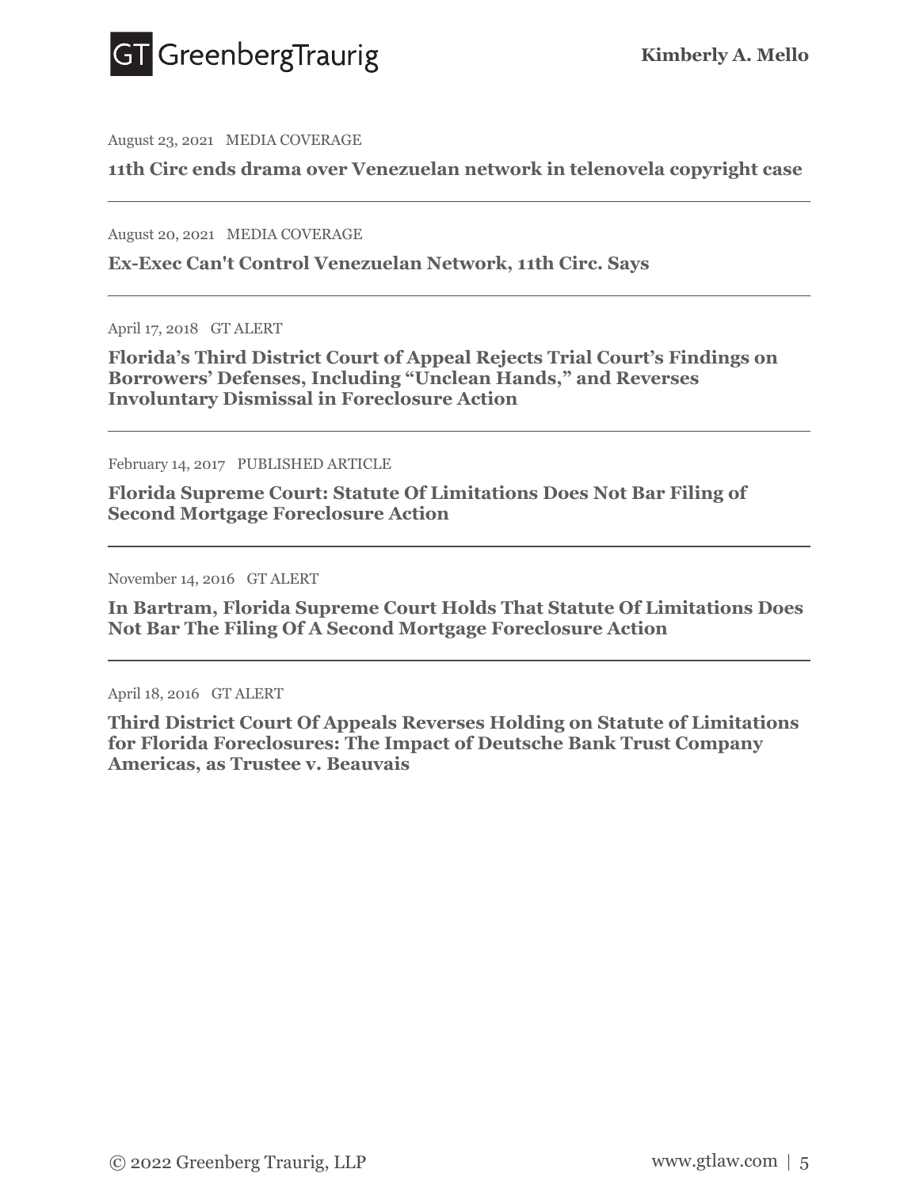August 23, 2021 MEDIA COVERAGE

**11th Circ ends drama over Venezuelan network in telenovela copyright case**

---

August 20, 2021 MEDIA COVERAGE

**Ex-Exec Can't Control Venezuelan Network, 11th Circ. Says**

---

April 17, 2018 GT ALERT

**Florida's Third District Court of Appeal Rejects Trial Court's Findings on Borrowers' Defenses, Including "Unclean Hands," and Reverses Involuntary Dismissal in Foreclosure Action**

---

February 14, 2017 PUBLISHED ARTICLE

**Florida Supreme Court: Statute Of Limitations Does Not Bar Filing of Second Mortgage Foreclosure Action**

---

November 14, 2016 GT ALERT

**In Bartram, Florida Supreme Court Holds That Statute Of Limitations Does Not Bar The Filing Of A Second Mortgage Foreclosure Action**

---

April 18, 2016 GT ALERT

**Third District Court Of Appeals Reverses Holding on Statute of Limitations for Florida Foreclosures: The Impact of Deutsche Bank Trust Company Americas, as Trustee v. Beauvais**